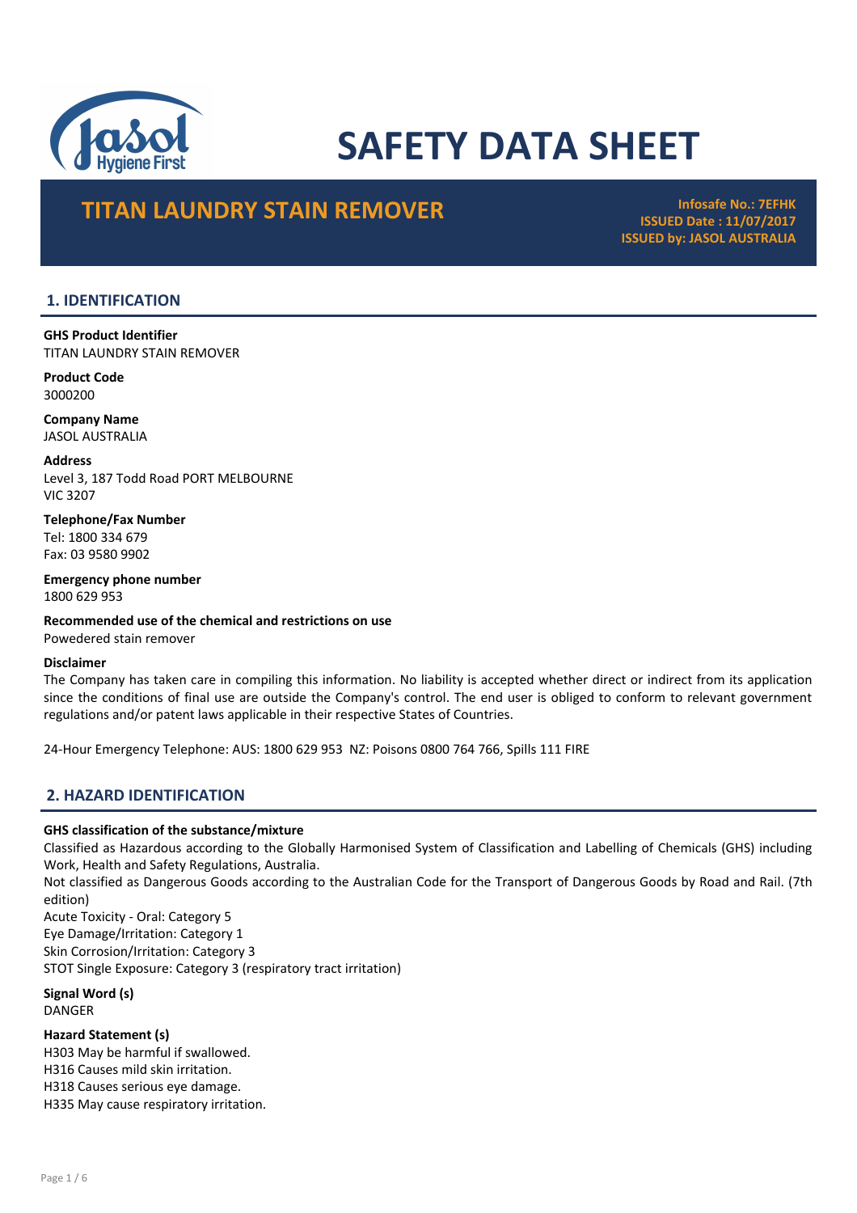# SAFETY DATA SHEET

## TITAN LAUNDRY STAIN REMOVER

**Infosafe No.: 7EFHK**
**ISSUED Date : 11/07/2017**
**ISSUED by: JASOL AUSTRALIA**

## 1. IDENTIFICATION

**GHS Product Identifier**
TITAN LAUNDRY STAIN REMOVER

**Product Code**
3000200

**Company Name**
JASOL AUSTRALIA

**Address**
Level 3, 187 Todd Road PORT MELBOURNE
VIC 3207

**Telephone/Fax Number**
Tel: 1800 334 679
Fax: 03 9580 9902

**Emergency phone number**
1800 629 953

**Recommended use of the chemical and restrictions on use**
Powedered stain remover

**Disclaimer**
The Company has taken care in compiling this information. No liability is accepted whether direct or indirect from its application since the conditions of final use are outside the Company's control. The end user is obliged to conform to relevant government regulations and/or patent laws applicable in their respective States of Countries.

24-Hour Emergency Telephone: AUS: 1800 629 953 NZ: Poisons 0800 764 766, Spills 111 FIRE

## 2. HAZARD IDENTIFICATION

**GHS classification of the substance/mixture**
Classified as Hazardous according to the Globally Harmonised System of Classification and Labelling of Chemicals (GHS) including Work, Health and Safety Regulations, Australia.
Not classified as Dangerous Goods according to the Australian Code for the Transport of Dangerous Goods by Road and Rail. (7th edition)
Acute Toxicity - Oral: Category 5
Eye Damage/Irritation: Category 1
Skin Corrosion/Irritation: Category 3
STOT Single Exposure: Category 3 (respiratory tract irritation)

**Signal Word (s)**
DANGER

**Hazard Statement (s)**
H303 May be harmful if swallowed.
H316 Causes mild skin irritation.
H318 Causes serious eye damage.
H335 May cause respiratory irritation.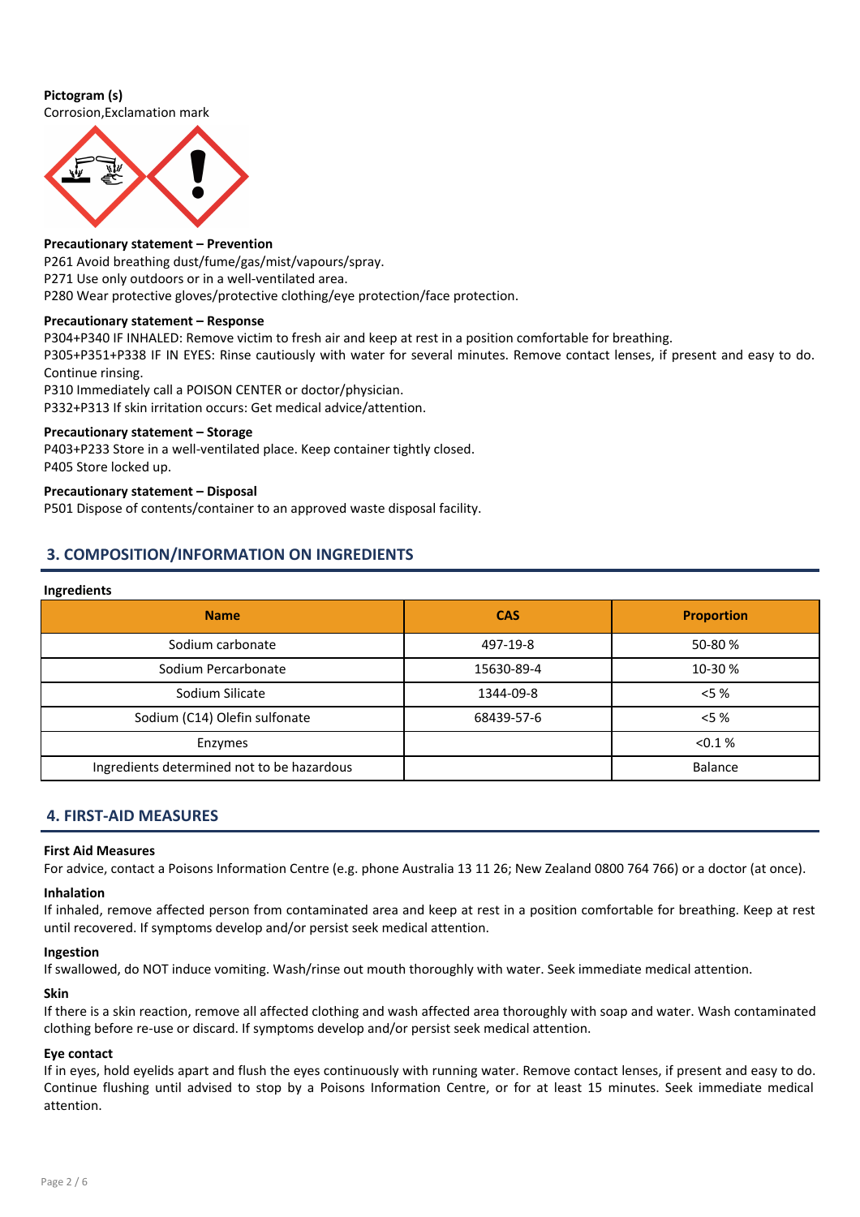**Pictogram (s)**
Corrosion,Exclamation mark

**Precautionary statement – Prevention**
P261 Avoid breathing dust/fume/gas/mist/vapours/spray.
P271 Use only outdoors or in a well-ventilated area.
P280 Wear protective gloves/protective clothing/eye protection/face protection.

**Precautionary statement – Response**
P304+P340 IF INHALED: Remove victim to fresh air and keep at rest in a position comfortable for breathing.
P305+P351+P338 IF IN EYES: Rinse cautiously with water for several minutes. Remove contact lenses, if present and easy to do. Continue rinsing.
P310 Immediately call a POISON CENTER or doctor/physician.
P332+P313 If skin irritation occurs: Get medical advice/attention.

**Precautionary statement – Storage**
P403+P233 Store in a well-ventilated place. Keep container tightly closed.
P405 Store locked up.

**Precautionary statement – Disposal**
P501 Dispose of contents/container to an approved waste disposal facility.

## 3. COMPOSITION/INFORMATION ON INGREDIENTS

**Ingredients**

| Name | CAS | Proportion |
|---|---|---|
| Sodium carbonate | 497-19-8 | 50-80 % |
| Sodium Percarbonate | 15630-89-4 | 10-30 % |
| Sodium Silicate | 1344-09-8 | <5 % |
| Sodium (C14) Olefin sulfonate | 68439-57-6 | <5 % |
| Enzymes | | <0.1 % |
| Ingredients determined not to be hazardous | | Balance |

## 4. FIRST-AID MEASURES

**First Aid Measures**
For advice, contact a Poisons Information Centre (e.g. phone Australia 13 11 26; New Zealand 0800 764 766) or a doctor (at once).

**Inhalation**
If inhaled, remove affected person from contaminated area and keep at rest in a position comfortable for breathing. Keep at rest until recovered. If symptoms develop and/or persist seek medical attention.

**Ingestion**
If swallowed, do NOT induce vomiting. Wash/rinse out mouth thoroughly with water. Seek immediate medical attention.

**Skin**
If there is a skin reaction, remove all affected clothing and wash affected area thoroughly with soap and water. Wash contaminated clothing before re-use or discard. If symptoms develop and/or persist seek medical attention.

**Eye contact**
If in eyes, hold eyelids apart and flush the eyes continuously with running water. Remove contact lenses, if present and easy to do. Continue flushing until advised to stop by a Poisons Information Centre, or for at least 15 minutes. Seek immediate medical attention.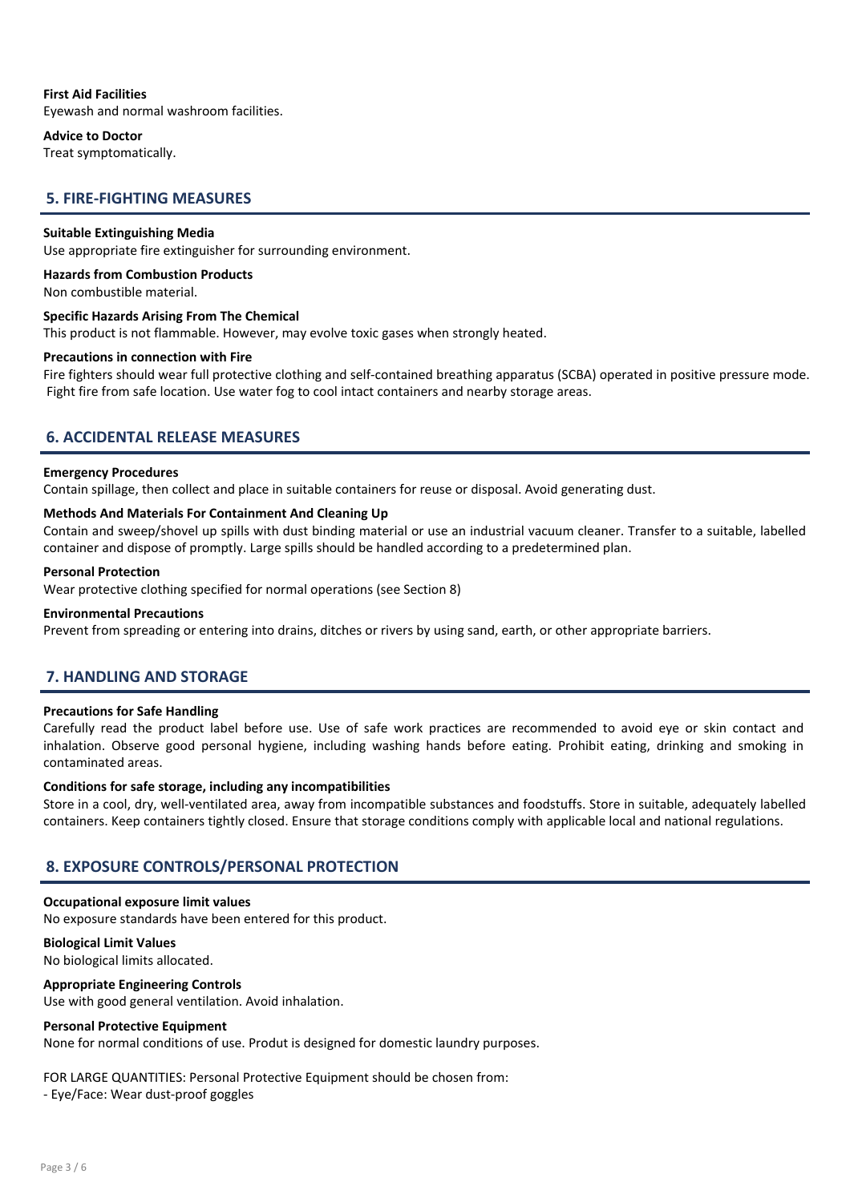**First Aid Facilities**

Eyewash and normal washroom facilities.

**Advice to Doctor**

Treat symptomatically.

## 5. FIRE-FIGHTING MEASURES

**Suitable Extinguishing Media**

Use appropriate fire extinguisher for surrounding environment.

**Hazards from Combustion Products**

Non combustible material.

**Specific Hazards Arising From The Chemical**

This product is not flammable. However, may evolve toxic gases when strongly heated.

**Precautions in connection with Fire**

Fire fighters should wear full protective clothing and self-contained breathing apparatus (SCBA) operated in positive pressure mode. Fight fire from safe location. Use water fog to cool intact containers and nearby storage areas.

## 6. ACCIDENTAL RELEASE MEASURES

**Emergency Procedures**

Contain spillage, then collect and place in suitable containers for reuse or disposal. Avoid generating dust.

**Methods And Materials For Containment And Cleaning Up**

Contain and sweep/shovel up spills with dust binding material or use an industrial vacuum cleaner. Transfer to a suitable, labelled container and dispose of promptly. Large spills should be handled according to a predetermined plan.

**Personal Protection**

Wear protective clothing specified for normal operations (see Section 8)

**Environmental Precautions**

Prevent from spreading or entering into drains, ditches or rivers by using sand, earth, or other appropriate barriers.

## 7. HANDLING AND STORAGE

**Precautions for Safe Handling**

Carefully read the product label before use. Use of safe work practices are recommended to avoid eye or skin contact and inhalation. Observe good personal hygiene, including washing hands before eating. Prohibit eating, drinking and smoking in contaminated areas.

**Conditions for safe storage, including any incompatibilities**

Store in a cool, dry, well-ventilated area, away from incompatible substances and foodstuffs. Store in suitable, adequately labelled containers. Keep containers tightly closed. Ensure that storage conditions comply with applicable local and national regulations.

## 8. EXPOSURE CONTROLS/PERSONAL PROTECTION

**Occupational exposure limit values**

No exposure standards have been entered for this product.

**Biological Limit Values**

No biological limits allocated.

**Appropriate Engineering Controls**

Use with good general ventilation. Avoid inhalation.

**Personal Protective Equipment**

None for normal conditions of use. Produt is designed for domestic laundry purposes.

FOR LARGE QUANTITIES: Personal Protective Equipment should be chosen from:

- Eye/Face: Wear dust-proof goggles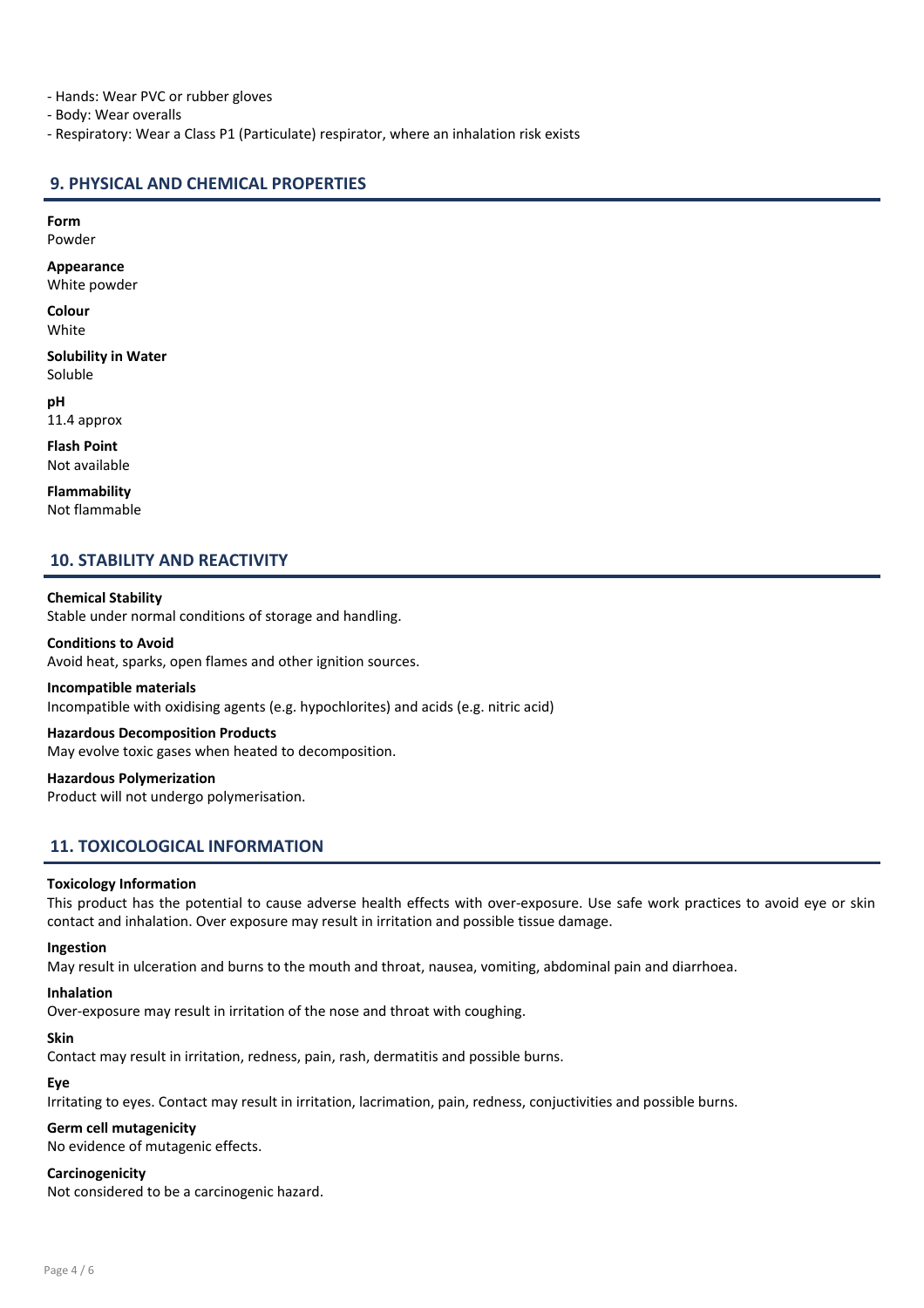- Hands: Wear PVC or rubber gloves
- Body: Wear overalls
- Respiratory: Wear a Class P1 (Particulate) respirator, where an inhalation risk exists

## 9. PHYSICAL AND CHEMICAL PROPERTIES

**Form**
Powder

**Appearance**
White powder

**Colour**
White

**Solubility in Water**
Soluble

**pH**
11.4 approx

**Flash Point**
Not available

**Flammability**
Not flammable

## 10. STABILITY AND REACTIVITY

**Chemical Stability**
Stable under normal conditions of storage and handling.

**Conditions to Avoid**
Avoid heat, sparks, open flames and other ignition sources.

**Incompatible materials**
Incompatible with oxidising agents (e.g. hypochlorites) and acids (e.g. nitric acid)

**Hazardous Decomposition Products**
May evolve toxic gases when heated to decomposition.

**Hazardous Polymerization**
Product will not undergo polymerisation.

## 11. TOXICOLOGICAL INFORMATION

**Toxicology Information**
This product has the potential to cause adverse health effects with over-exposure. Use safe work practices to avoid eye or skin contact and inhalation. Over exposure may result in irritation and possible tissue damage.

**Ingestion**
May result in ulceration and burns to the mouth and throat, nausea, vomiting, abdominal pain and diarrhoea.

**Inhalation**
Over-exposure may result in irritation of the nose and throat with coughing.

**Skin**
Contact may result in irritation, redness, pain, rash, dermatitis and possible burns.

**Eye**
Irritating to eyes. Contact may result in irritation, lacrimation, pain, redness, conjuctivities and possible burns.

**Germ cell mutagenicity**
No evidence of mutagenic effects.

**Carcinogenicity**
Not considered to be a carcinogenic hazard.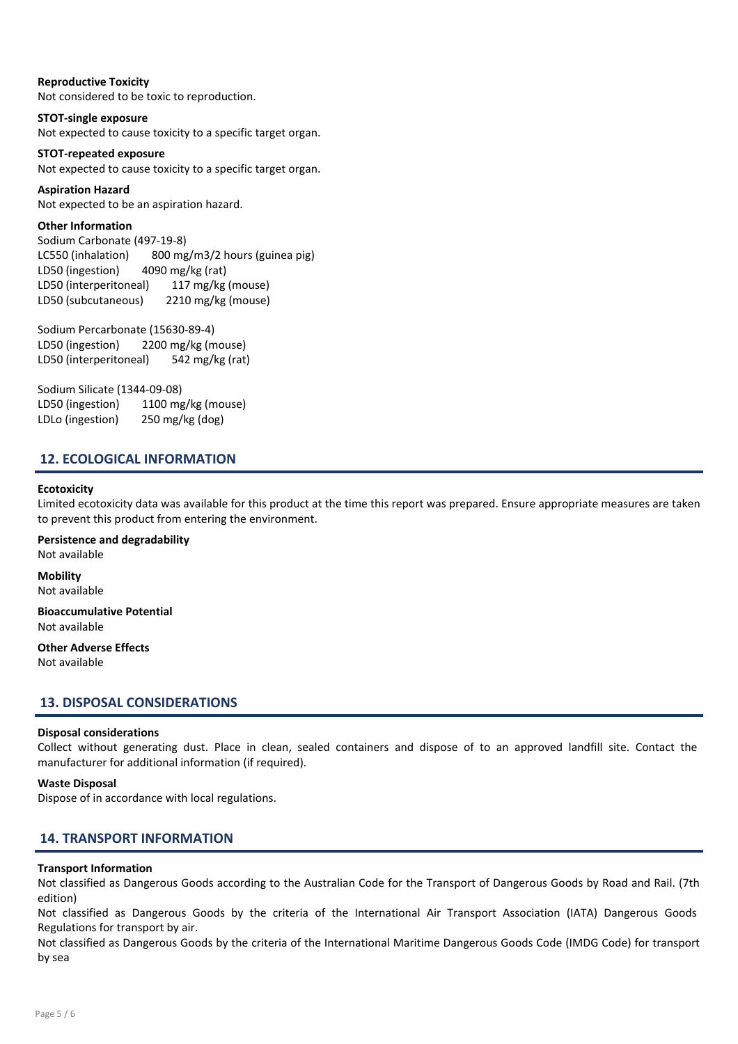**Reproductive Toxicity**
Not considered to be toxic to reproduction.

**STOT-single exposure**
Not expected to cause toxicity to a specific target organ.

**STOT-repeated exposure**
Not expected to cause toxicity to a specific target organ.

**Aspiration Hazard**
Not expected to be an aspiration hazard.

**Other Information**
Sodium Carbonate (497-19-8)
LC550 (inhalation) 800 mg/m3/2 hours (guinea pig)
LD50 (ingestion) 4090 mg/kg (rat)
LD50 (interperitoneal) 117 mg/kg (mouse)
LD50 (subcutaneous) 2210 mg/kg (mouse)

Sodium Percarbonate (15630-89-4)
LD50 (ingestion) 2200 mg/kg (mouse)
LD50 (interperitoneal) 542 mg/kg (rat)

Sodium Silicate (1344-09-08)
LD50 (ingestion) 1100 mg/kg (mouse)
LDLo (ingestion) 250 mg/kg (dog)

## 12. ECOLOGICAL INFORMATION

**Ecotoxicity**
Limited ecotoxicity data was available for this product at the time this report was prepared. Ensure appropriate measures are taken to prevent this product from entering the environment.

**Persistence and degradability**
Not available

**Mobility**
Not available

**Bioaccumulative Potential**
Not available

**Other Adverse Effects**
Not available

## 13. DISPOSAL CONSIDERATIONS

**Disposal considerations**
Collect without generating dust. Place in clean, sealed containers and dispose of to an approved landfill site. Contact the manufacturer for additional information (if required).

**Waste Disposal**
Dispose of in accordance with local regulations.

## 14. TRANSPORT INFORMATION

**Transport Information**
Not classified as Dangerous Goods according to the Australian Code for the Transport of Dangerous Goods by Road and Rail. (7th edition)
Not classified as Dangerous Goods by the criteria of the International Air Transport Association (IATA) Dangerous Goods Regulations for transport by air.
Not classified as Dangerous Goods by the criteria of the International Maritime Dangerous Goods Code (IMDG Code) for transport by sea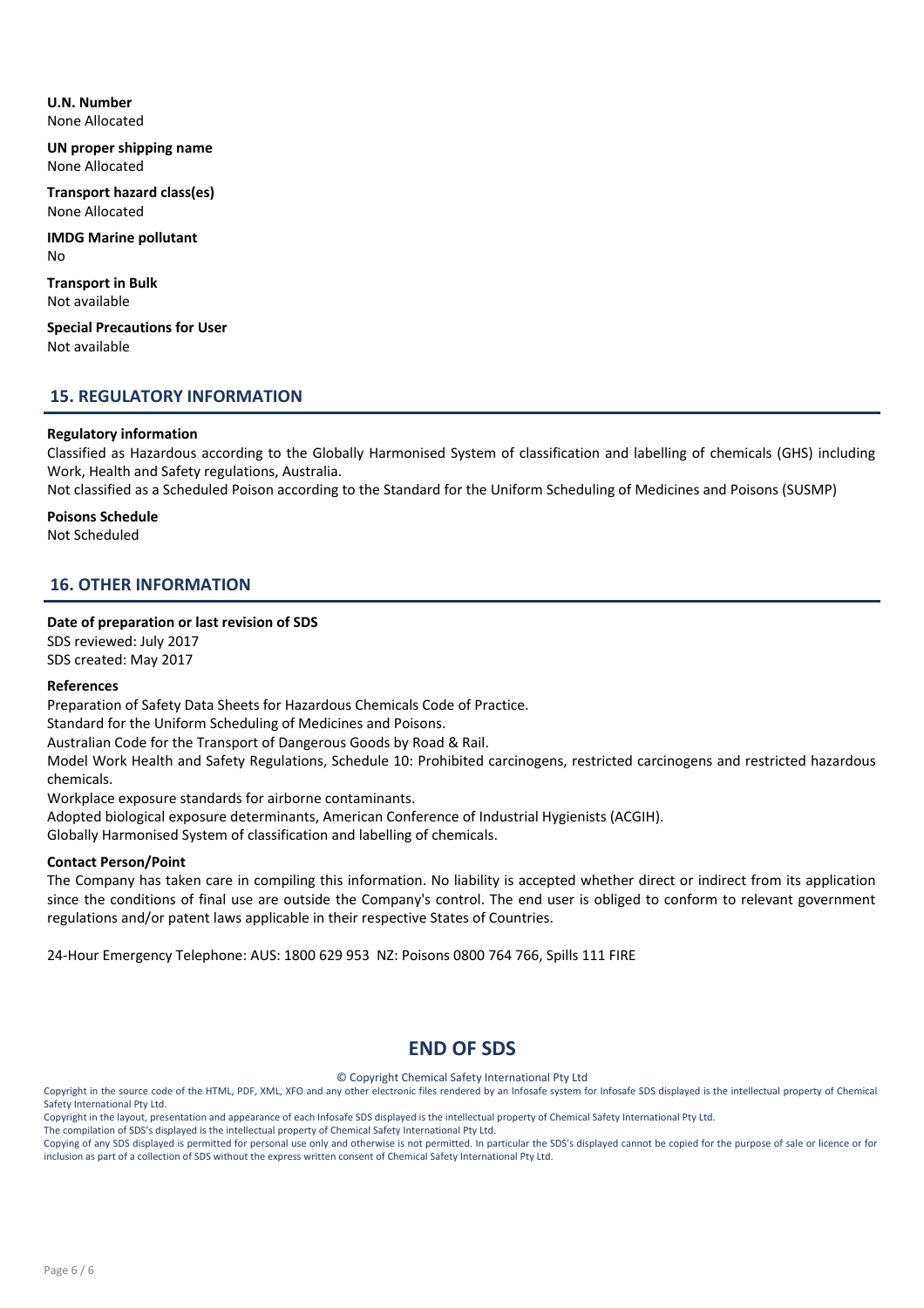**U.N. Number**
None Allocated

**UN proper shipping name**
None Allocated

**Transport hazard class(es)**
None Allocated

**IMDG Marine pollutant**
No

**Transport in Bulk**
Not available

**Special Precautions for User**
Not available

## 15. REGULATORY INFORMATION

**Regulatory information**

Classified as Hazardous according to the Globally Harmonised System of classification and labelling of chemicals (GHS) including Work, Health and Safety regulations, Australia.

Not classified as a Scheduled Poison according to the Standard for the Uniform Scheduling of Medicines and Poisons (SUSMP)

**Poisons Schedule**
Not Scheduled

## 16. OTHER INFORMATION

**Date of preparation or last revision of SDS**
SDS reviewed: July 2017
SDS created: May 2017

**References**

Preparation of Safety Data Sheets for Hazardous Chemicals Code of Practice.
Standard for the Uniform Scheduling of Medicines and Poisons.
Australian Code for the Transport of Dangerous Goods by Road & Rail.
Model Work Health and Safety Regulations, Schedule 10: Prohibited carcinogens, restricted carcinogens and restricted hazardous chemicals.
Workplace exposure standards for airborne contaminants.
Adopted biological exposure determinants, American Conference of Industrial Hygienists (ACGIH).
Globally Harmonised System of classification and labelling of chemicals.

**Contact Person/Point**

The Company has taken care in compiling this information. No liability is accepted whether direct or indirect from its application since the conditions of final use are outside the Company's control. The end user is obliged to conform to relevant government regulations and/or patent laws applicable in their respective States of Countries.

24-Hour Emergency Telephone: AUS: 1800 629 953 NZ: Poisons 0800 764 766, Spills 111 FIRE

## END OF SDS

© Copyright Chemical Safety International Pty Ltd

Copyright in the source code of the HTML, PDF, XML, XFO and any other electronic files rendered by an Infosafe system for Infosafe SDS displayed is the intellectual property of Chemical Safety International Pty Ltd.

Copyright in the layout, presentation and appearance of each Infosafe SDS displayed is the intellectual property of Chemical Safety International Pty Ltd.

The compilation of SDS's displayed is the intellectual property of Chemical Safety International Pty Ltd.

Copying of any SDS displayed is permitted for personal use only and otherwise is not permitted. In particular the SDS's displayed cannot be copied for the purpose of sale or licence or for inclusion as part of a collection of SDS without the express written consent of Chemical Safety International Pty Ltd.